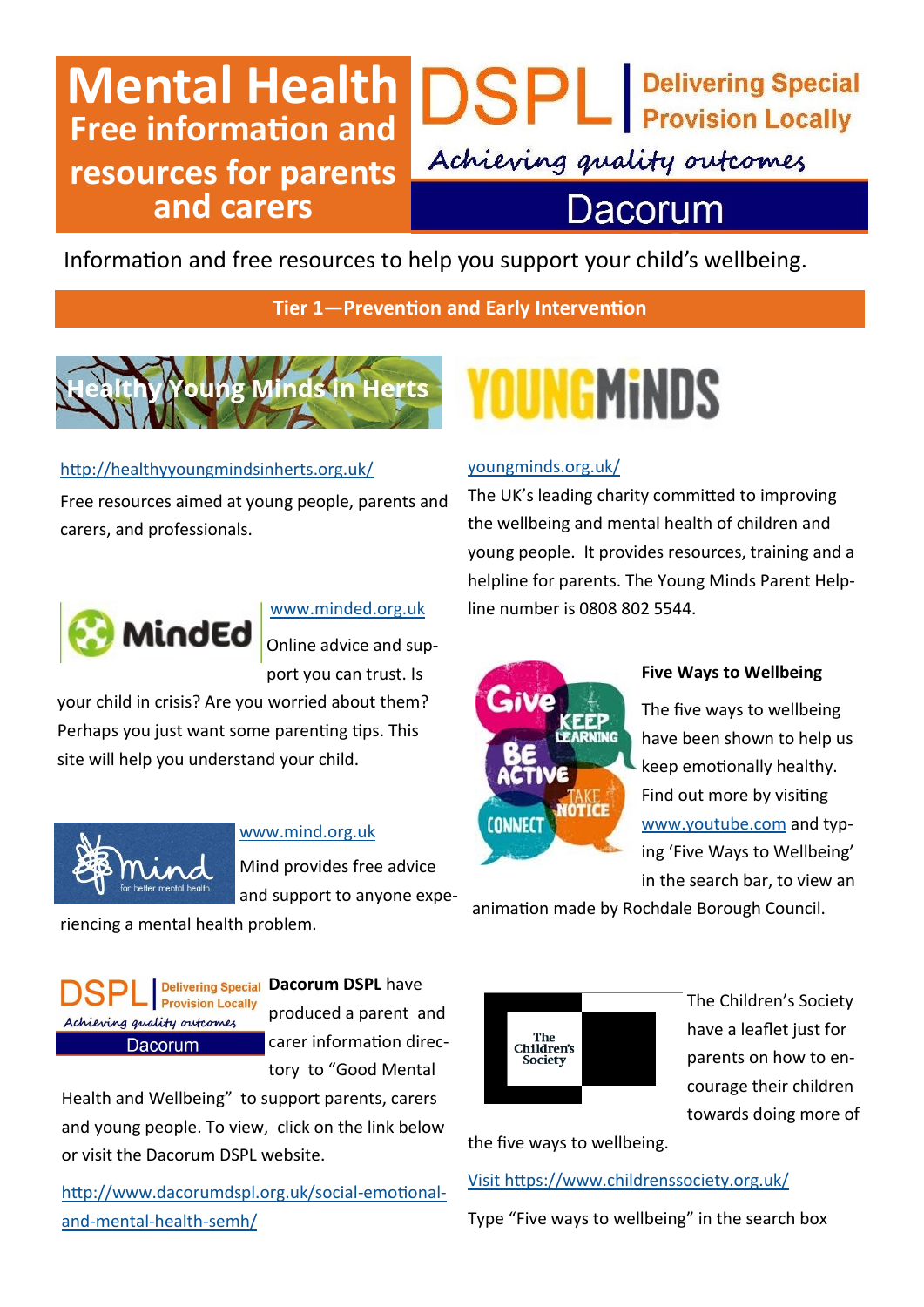# Mental Health

## Free information and resources for parents and carers

DSPL | Delivering Special Provision Locally

*Achieving quality outcomes*

Dacorum

Information and free resources to help you support your child's wellbeing.

## Tier 1—Prevention and Early Intervention

### Healthy Young Minds in Herts

http://healthyyoungmindsinherts.org.uk/

Free resources aimed at young people, parents and carers, and professionals.

### MindEd

www.minded.org.uk

Online advice and support you can trust. Is your child in crisis? Are you worried about them? Perhaps you just want some parenting tips. This site will help you understand your child.

### Mind

www.mind.org.uk

Mind provides free advice and support to anyone experiencing a mental health problem.

### Dacorum DSPL

**Dacorum DSPL** have produced a parent and carer information directory to "Good Mental Health and Wellbeing" to support parents, carers and young people. To view, click on the link below or visit the Dacorum DSPL website.

http://www.dacorumdspl.org.uk/social-emotional-and-mental-health-semh/

### YoungMinds

youngminds.org.uk/

The UK's leading charity committed to improving the wellbeing and mental health of children and young people. It provides resources, training and a helpline for parents. The Young Minds Parent Helpline number is 0808 802 5544.

### Five Ways to Wellbeing

The five ways to wellbeing have been shown to help us keep emotionally healthy. Find out more by visiting www.youtube.com and typing 'Five Ways to Wellbeing' in the search bar, to view an animation made by Rochdale Borough Council.

### The Children's Society

The Children's Society have a leaflet just for parents on how to encourage their children towards doing more of the five ways to wellbeing.

Visit https://www.childrenssociety.org.uk/

Type "Five ways to wellbeing" in the search box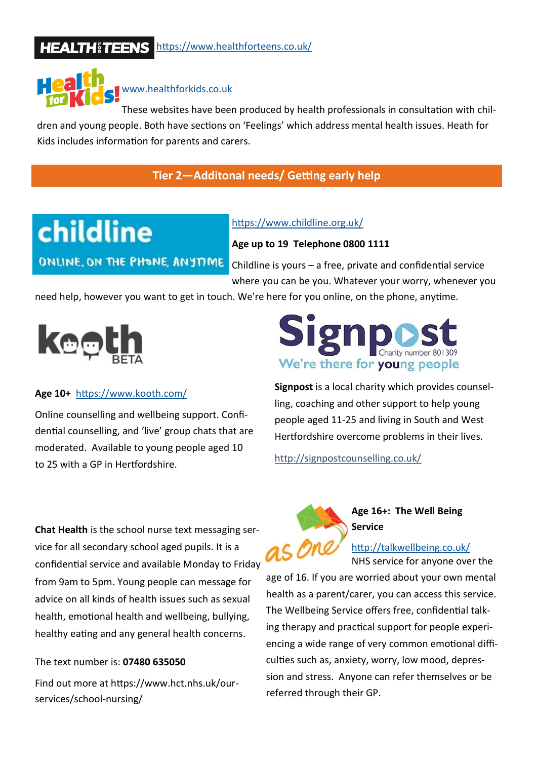HEALTH FOR TEENS https://www.healthforteens.co.uk/

Health for Kids! www.healthforkids.co.uk

These websites have been produced by health professionals in consultation with children and young people. Both have sections on 'Feelings' which address mental health issues. Heath for Kids includes information for parents and carers.

## Tier 2—Additonal needs/ Getting early help

childline ONLINE, ON THE PHONE, ANYTIME

https://www.childline.org.uk/

**Age up to 19 Telephone 0800 1111**

Childline is yours – a free, private and confidential service where you can be you. Whatever your worry, whenever you need help, however you want to get in touch. We're here for you online, on the phone, anytime.

kooth BETA

**Age 10+** https://www.kooth.com/

Online counselling and wellbeing support. Confidential counselling, and 'live' group chats that are moderated. Available to young people aged 10 to 25 with a GP in Hertfordshire.

Signpost Charity number 801309 We're there for young people

**Signpost** is a local charity which provides counselling, coaching and other support to help young people aged 11-25 and living in South and West Hertfordshire overcome problems in their lives.

http://signpostcounselling.co.uk/

**Chat Health** is the school nurse text messaging service for all secondary school aged pupils. It is a confidential service and available Monday to Friday from 9am to 5pm. Young people can message for advice on all kinds of health issues such as sexual health, emotional health and wellbeing, bullying, healthy eating and any general health concerns.

The text number is: **07480 635050**

Find out more at https://www.hct.nhs.uk/our-services/school-nursing/

as One

**Age 16+: The Well Being Service**

http://talkwellbeing.co.uk/

NHS service for anyone over the age of 16. If you are worried about your own mental health as a parent/carer, you can access this service. The Wellbeing Service offers free, confidential talking therapy and practical support for people experiencing a wide range of very common emotional difficulties such as, anxiety, worry, low mood, depression and stress. Anyone can refer themselves or be referred through their GP.